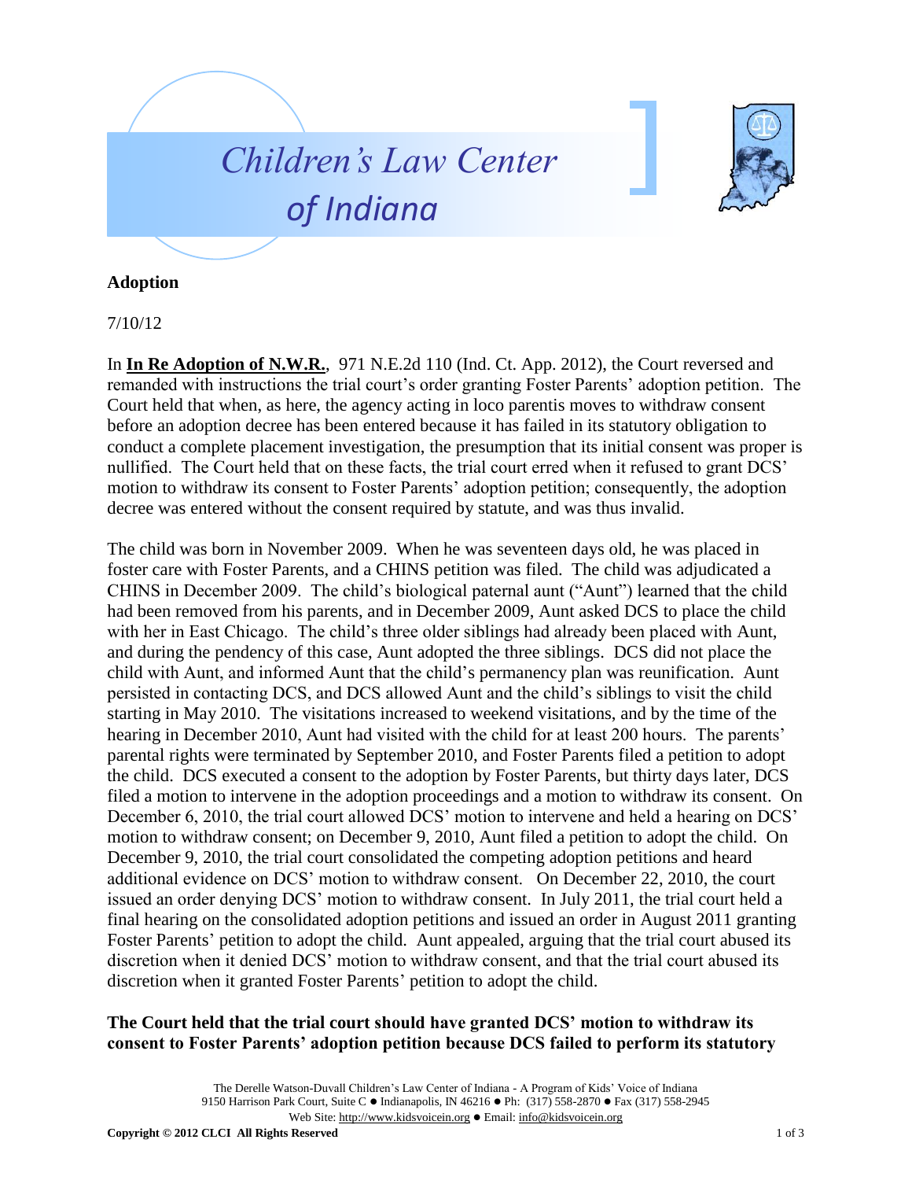# Children's Law Center of Indiana

**Adoption**

7/10/12

In **In Re Adoption of N.W.R.**, 971 N.E.2d 110 (Ind. Ct. App. 2012), the Court reversed and remanded with instructions the trial court's order granting Foster Parents' adoption petition. The Court held that when, as here, the agency acting in loco parentis moves to withdraw consent before an adoption decree has been entered because it has failed in its statutory obligation to conduct a complete placement investigation, the presumption that its initial consent was proper is nullified. The Court held that on these facts, the trial court erred when it refused to grant DCS' motion to withdraw its consent to Foster Parents' adoption petition; consequently, the adoption decree was entered without the consent required by statute, and was thus invalid.

The child was born in November 2009. When he was seventeen days old, he was placed in foster care with Foster Parents, and a CHINS petition was filed. The child was adjudicated a CHINS in December 2009. The child's biological paternal aunt ("Aunt") learned that the child had been removed from his parents, and in December 2009, Aunt asked DCS to place the child with her in East Chicago. The child's three older siblings had already been placed with Aunt, and during the pendency of this case, Aunt adopted the three siblings. DCS did not place the child with Aunt, and informed Aunt that the child's permanency plan was reunification. Aunt persisted in contacting DCS, and DCS allowed Aunt and the child's siblings to visit the child starting in May 2010. The visitations increased to weekend visitations, and by the time of the hearing in December 2010, Aunt had visited with the child for at least 200 hours. The parents' parental rights were terminated by September 2010, and Foster Parents filed a petition to adopt the child. DCS executed a consent to the adoption by Foster Parents, but thirty days later, DCS filed a motion to intervene in the adoption proceedings and a motion to withdraw its consent. On December 6, 2010, the trial court allowed DCS' motion to intervene and held a hearing on DCS' motion to withdraw consent; on December 9, 2010, Aunt filed a petition to adopt the child. On December 9, 2010, the trial court consolidated the competing adoption petitions and heard additional evidence on DCS' motion to withdraw consent. On December 22, 2010, the court issued an order denying DCS' motion to withdraw consent. In July 2011, the trial court held a final hearing on the consolidated adoption petitions and issued an order in August 2011 granting Foster Parents' petition to adopt the child. Aunt appealed, arguing that the trial court abused its discretion when it denied DCS' motion to withdraw consent, and that the trial court abused its discretion when it granted Foster Parents' petition to adopt the child.

**The Court held that the trial court should have granted DCS' motion to withdraw its consent to Foster Parents' adoption petition because DCS failed to perform its statutory**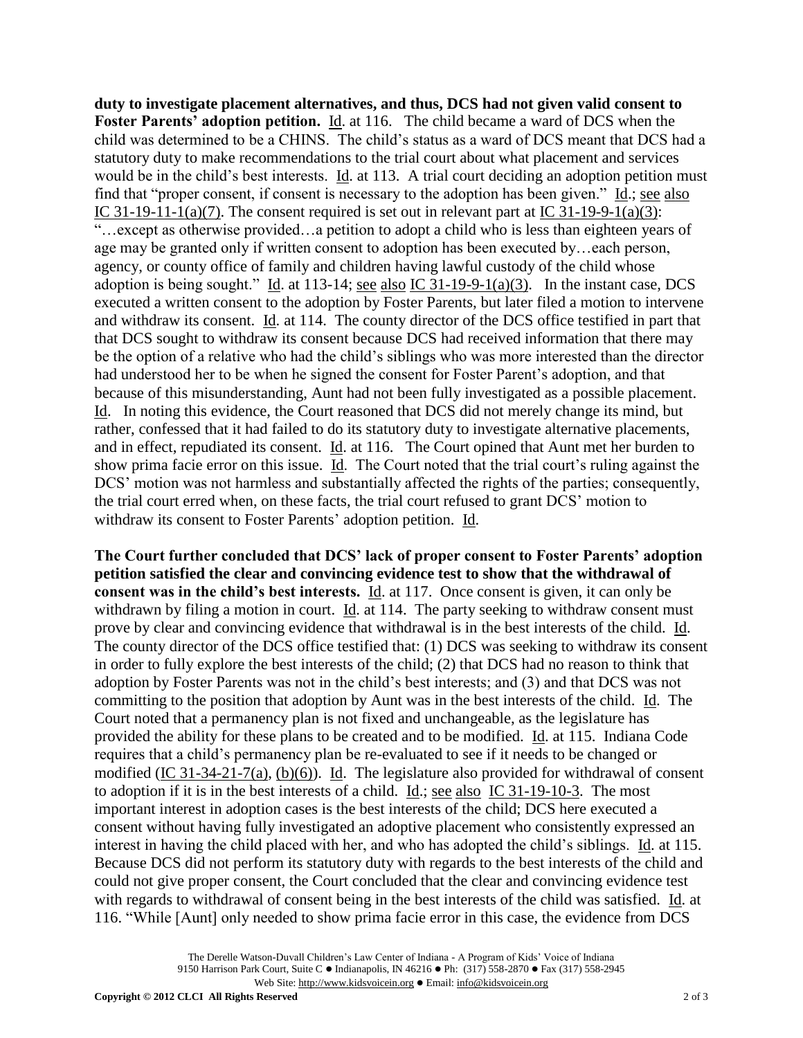**duty to investigate placement alternatives, and thus, DCS had not given valid consent to Foster Parents' adoption petition.** Id. at 116. The child became a ward of DCS when the child was determined to be a CHINS. The child's status as a ward of DCS meant that DCS had a statutory duty to make recommendations to the trial court about what placement and services would be in the child's best interests. Id. at 113. A trial court deciding an adoption petition must find that "proper consent, if consent is necessary to the adoption has been given." Id.; see also IC 31-19-11-1(a)(7). The consent required is set out in relevant part at IC 31-19-9-1(a)(3): "…except as otherwise provided…a petition to adopt a child who is less than eighteen years of age may be granted only if written consent to adoption has been executed by…each person, agency, or county office of family and children having lawful custody of the child whose adoption is being sought." Id. at 113-14; see also IC 31-19-9-1(a)(3). In the instant case, DCS executed a written consent to the adoption by Foster Parents, but later filed a motion to intervene and withdraw its consent. Id. at 114. The county director of the DCS office testified in part that that DCS sought to withdraw its consent because DCS had received information that there may be the option of a relative who had the child's siblings who was more interested than the director had understood her to be when he signed the consent for Foster Parent's adoption, and that because of this misunderstanding, Aunt had not been fully investigated as a possible placement. Id. In noting this evidence, the Court reasoned that DCS did not merely change its mind, but rather, confessed that it had failed to do its statutory duty to investigate alternative placements, and in effect, repudiated its consent. Id. at 116. The Court opined that Aunt met her burden to show prima facie error on this issue. Id. The Court noted that the trial court's ruling against the DCS' motion was not harmless and substantially affected the rights of the parties; consequently, the trial court erred when, on these facts, the trial court refused to grant DCS' motion to withdraw its consent to Foster Parents' adoption petition. Id.

**The Court further concluded that DCS' lack of proper consent to Foster Parents' adoption petition satisfied the clear and convincing evidence test to show that the withdrawal of consent was in the child's best interests.** Id. at 117. Once consent is given, it can only be withdrawn by filing a motion in court. Id. at 114. The party seeking to withdraw consent must prove by clear and convincing evidence that withdrawal is in the best interests of the child. Id. The county director of the DCS office testified that: (1) DCS was seeking to withdraw its consent in order to fully explore the best interests of the child; (2) that DCS had no reason to think that adoption by Foster Parents was not in the child's best interests; and (3) and that DCS was not committing to the position that adoption by Aunt was in the best interests of the child. Id. The Court noted that a permanency plan is not fixed and unchangeable, as the legislature has provided the ability for these plans to be created and to be modified. Id. at 115. Indiana Code requires that a child's permanency plan be re-evaluated to see if it needs to be changed or modified (IC 31-34-21-7(a), (b)(6)). Id. The legislature also provided for withdrawal of consent to adoption if it is in the best interests of a child. Id.; see also IC 31-19-10-3. The most important interest in adoption cases is the best interests of the child; DCS here executed a consent without having fully investigated an adoptive placement who consistently expressed an interest in having the child placed with her, and who has adopted the child's siblings. Id. at 115. Because DCS did not perform its statutory duty with regards to the best interests of the child and could not give proper consent, the Court concluded that the clear and convincing evidence test with regards to withdrawal of consent being in the best interests of the child was satisfied. Id. at 116. "While [Aunt] only needed to show prima facie error in this case, the evidence from DCS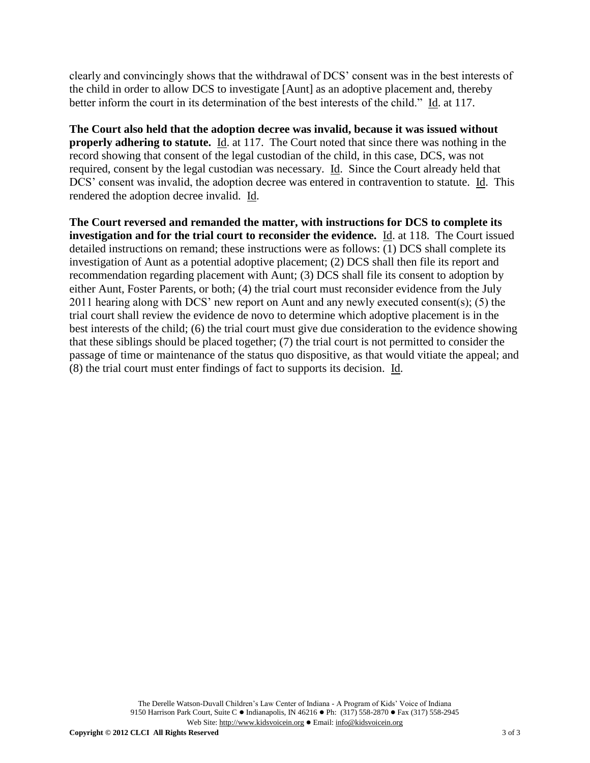clearly and convincingly shows that the withdrawal of DCS' consent was in the best interests of the child in order to allow DCS to investigate [Aunt] as an adoptive placement and, thereby better inform the court in its determination of the best interests of the child." Id. at 117.

**The Court also held that the adoption decree was invalid, because it was issued without properly adhering to statute.** Id. at 117. The Court noted that since there was nothing in the record showing that consent of the legal custodian of the child, in this case, DCS, was not required, consent by the legal custodian was necessary. Id. Since the Court already held that DCS' consent was invalid, the adoption decree was entered in contravention to statute. Id. This rendered the adoption decree invalid. Id.

**The Court reversed and remanded the matter, with instructions for DCS to complete its investigation and for the trial court to reconsider the evidence.** Id. at 118. The Court issued detailed instructions on remand; these instructions were as follows: (1) DCS shall complete its investigation of Aunt as a potential adoptive placement; (2) DCS shall then file its report and recommendation regarding placement with Aunt; (3) DCS shall file its consent to adoption by either Aunt, Foster Parents, or both; (4) the trial court must reconsider evidence from the July 2011 hearing along with DCS' new report on Aunt and any newly executed consent(s); (5) the trial court shall review the evidence de novo to determine which adoptive placement is in the best interests of the child; (6) the trial court must give due consideration to the evidence showing that these siblings should be placed together; (7) the trial court is not permitted to consider the passage of time or maintenance of the status quo dispositive, as that would vitiate the appeal; and (8) the trial court must enter findings of fact to supports its decision. Id.

The Derelle Watson-Duvall Children's Law Center of Indiana - A Program of Kids' Voice of Indiana
9150 Harrison Park Court, Suite C ● Indianapolis, IN 46216 ● Ph: (317) 558-2870 ● Fax (317) 558-2945
Web Site: http://www.kidsvoicein.org ● Email: info@kidsvoicein.org

**Copyright © 2012 CLCI All Rights Reserved**